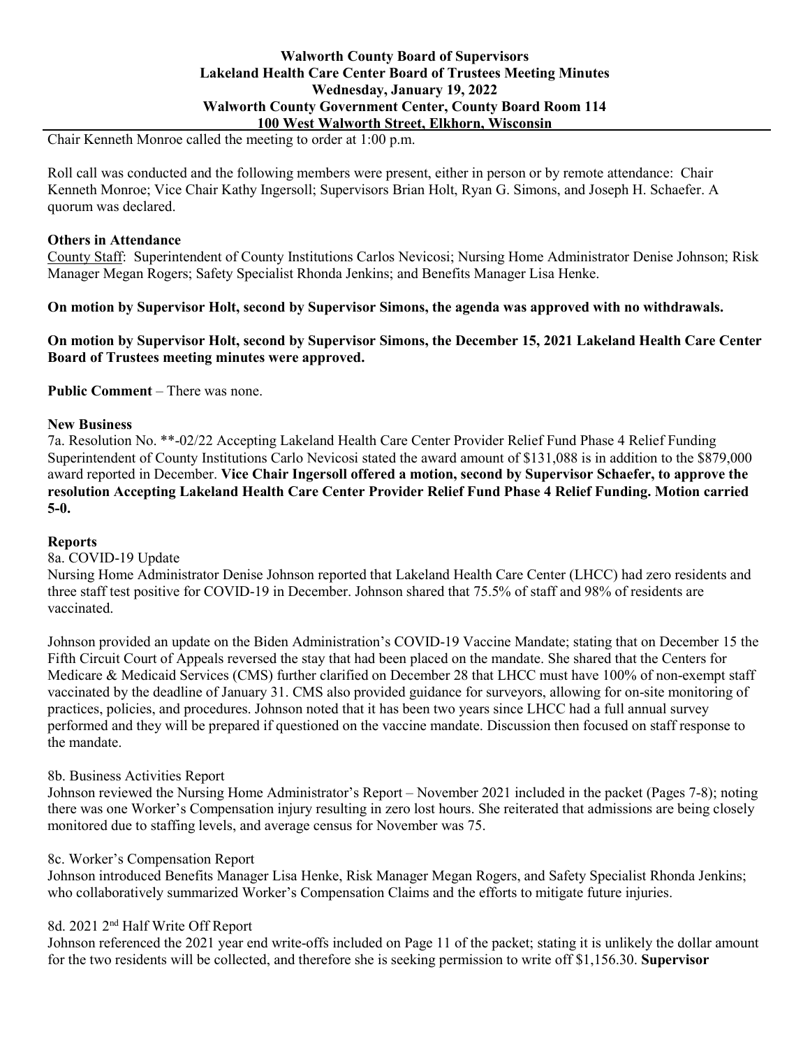**Walworth County Board of Supervisors**
**Lakeland Health Care Center Board of Trustees Meeting Minutes**
**Wednesday, January 19, 2022**
**Walworth County Government Center, County Board Room 114**
**100 West Walworth Street, Elkhorn, Wisconsin**

Chair Kenneth Monroe called the meeting to order at 1:00 p.m.

Roll call was conducted and the following members were present, either in person or by remote attendance: Chair Kenneth Monroe; Vice Chair Kathy Ingersoll; Supervisors Brian Holt, Ryan G. Simons, and Joseph H. Schaefer. A quorum was declared.

**Others in Attendance**

County Staff: Superintendent of County Institutions Carlos Nevicosi; Nursing Home Administrator Denise Johnson; Risk Manager Megan Rogers; Safety Specialist Rhonda Jenkins; and Benefits Manager Lisa Henke.

**On motion by Supervisor Holt, second by Supervisor Simons, the agenda was approved with no withdrawals.**

**On motion by Supervisor Holt, second by Supervisor Simons, the December 15, 2021 Lakeland Health Care Center Board of Trustees meeting minutes were approved.**

**Public Comment** – There was none.

**New Business**

7a. Resolution No. **-02/22 Accepting Lakeland Health Care Center Provider Relief Fund Phase 4 Relief Funding
Superintendent of County Institutions Carlo Nevicosi stated the award amount of $131,088 is in addition to the $879,000 award reported in December. **Vice Chair Ingersoll offered a motion, second by Supervisor Schaefer, to approve the resolution Accepting Lakeland Health Care Center Provider Relief Fund Phase 4 Relief Funding. Motion carried 5-0.**

**Reports**

8a. COVID-19 Update

Nursing Home Administrator Denise Johnson reported that Lakeland Health Care Center (LHCC) had zero residents and three staff test positive for COVID-19 in December. Johnson shared that 75.5% of staff and 98% of residents are vaccinated.

Johnson provided an update on the Biden Administration's COVID-19 Vaccine Mandate; stating that on December 15 the Fifth Circuit Court of Appeals reversed the stay that had been placed on the mandate. She shared that the Centers for Medicare & Medicaid Services (CMS) further clarified on December 28 that LHCC must have 100% of non-exempt staff vaccinated by the deadline of January 31. CMS also provided guidance for surveyors, allowing for on-site monitoring of practices, policies, and procedures. Johnson noted that it has been two years since LHCC had a full annual survey performed and they will be prepared if questioned on the vaccine mandate. Discussion then focused on staff response to the mandate.

8b. Business Activities Report

Johnson reviewed the Nursing Home Administrator's Report – November 2021 included in the packet (Pages 7-8); noting there was one Worker's Compensation injury resulting in zero lost hours. She reiterated that admissions are being closely monitored due to staffing levels, and average census for November was 75.

8c. Worker's Compensation Report

Johnson introduced Benefits Manager Lisa Henke, Risk Manager Megan Rogers, and Safety Specialist Rhonda Jenkins; who collaboratively summarized Worker's Compensation Claims and the efforts to mitigate future injuries.

8d. 2021 2nd Half Write Off Report

Johnson referenced the 2021 year end write-offs included on Page 11 of the packet; stating it is unlikely the dollar amount for the two residents will be collected, and therefore she is seeking permission to write off $1,156.30. **Supervisor**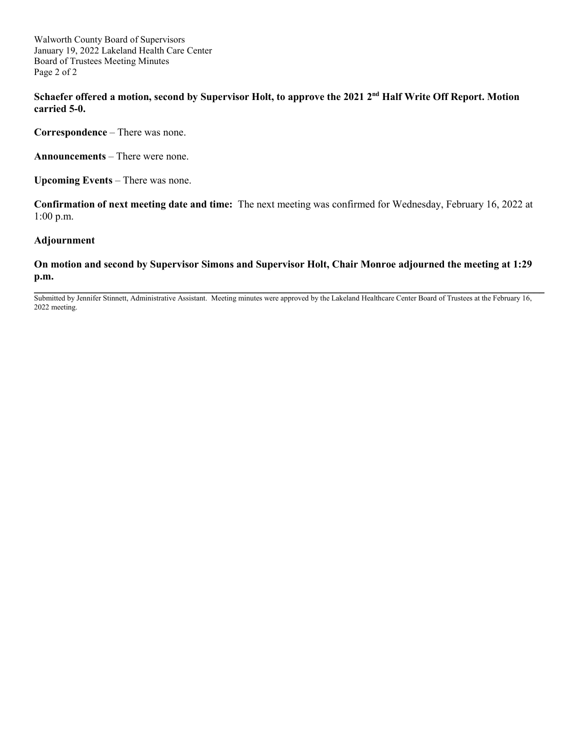**Schaefer offered a motion, second by Supervisor Holt, to approve the 2021 2nd Half Write Off Report. Motion carried 5-0.**

**Correspondence** – There was none.

**Announcements** – There were none.

**Upcoming Events** – There was none.

**Confirmation of next meeting date and time:** The next meeting was confirmed for Wednesday, February 16, 2022 at 1:00 p.m.

**Adjournment**

**On motion and second by Supervisor Simons and Supervisor Holt, Chair Monroe adjourned the meeting at 1:29 p.m.**

---

Submitted by Jennifer Stinnett, Administrative Assistant. Meeting minutes were approved by the Lakeland Healthcare Center Board of Trustees at the February 16, 2022 meeting.